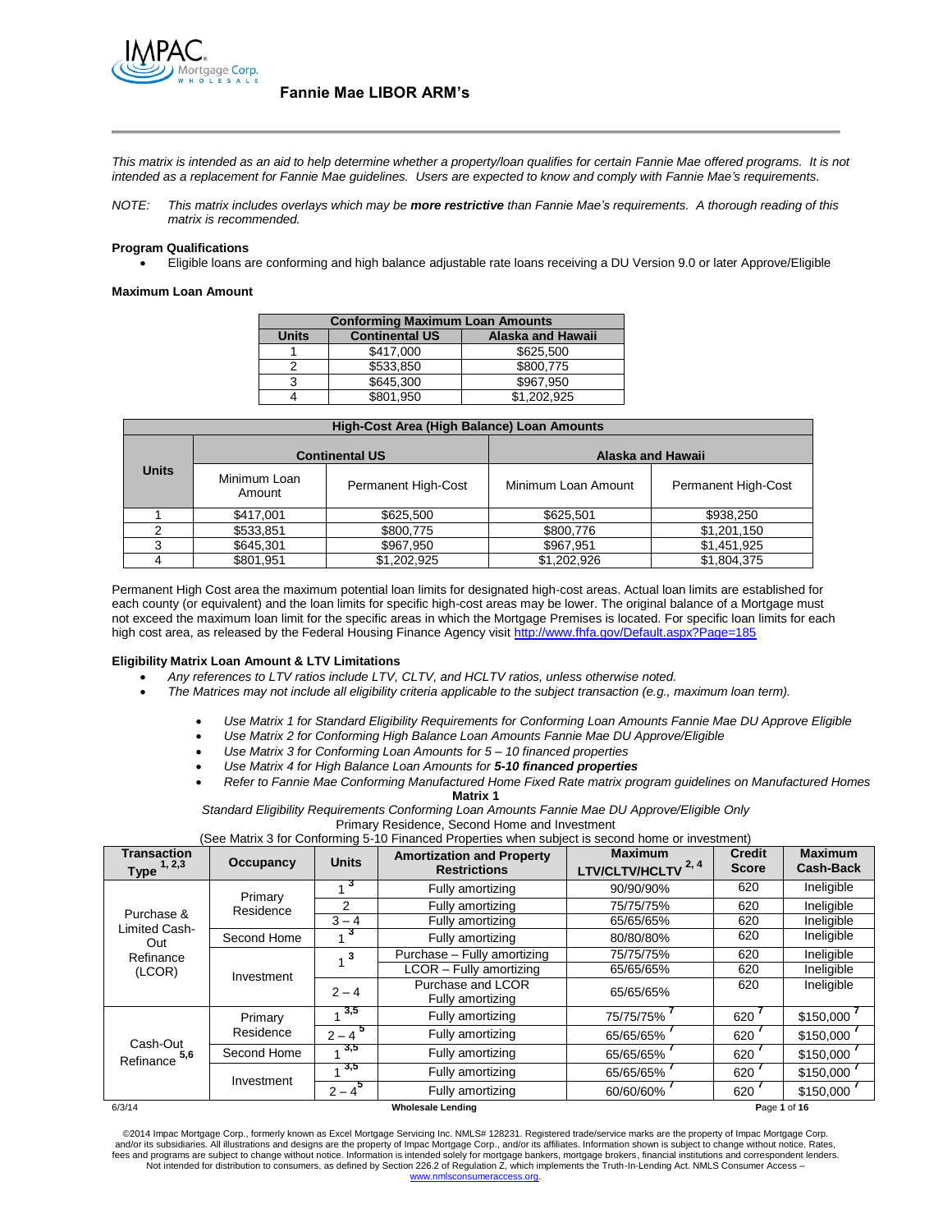# Fannie Mae LIBOR ARM's

*This matrix is intended as an aid to help determine whether a property/loan qualifies for certain Fannie Mae offered programs. It is not intended as a replacement for Fannie Mae guidelines. Users are expected to know and comply with Fannie Mae's requirements.*

*NOTE: This matrix includes overlays which may be **more restrictive** than Fannie Mae's requirements. A thorough reading of this matrix is recommended.*

**Program Qualifications**

- Eligible loans are conforming and high balance adjustable rate loans receiving a DU Version 9.0 or later Approve/Eligible

**Maximum Loan Amount**

| Conforming Maximum Loan Amounts | | |
|---|---|---|
| **Units** | **Continental US** | **Alaska and Hawaii** |
| 1 | $417,000 | $625,500 |
| 2 | $533,850 | $800,775 |
| 3 | $645,300 | $967,950 |
| 4 | $801,950 | $1,202,925 |

| High-Cost Area (High Balance) Loan Amounts | | | | |
|---|---|---|---|---|
| **Units** | **Continental US** | | **Alaska and Hawaii** | |
| | Minimum Loan Amount | Permanent High-Cost | Minimum Loan Amount | Permanent High-Cost |
| 1 | $417,001 | $625,500 | $625,501 | $938,250 |
| 2 | $533,851 | $800,775 | $800,776 | $1,201,150 |
| 3 | $645,301 | $967,950 | $967,951 | $1,451,925 |
| 4 | $801,951 | $1,202,925 | $1,202,926 | $1,804,375 |

Permanent High Cost area the maximum potential loan limits for designated high-cost areas. Actual loan limits are established for each county (or equivalent) and the loan limits for specific high-cost areas may be lower. The original balance of a Mortgage must not exceed the maximum loan limit for the specific areas in which the Mortgage Premises is located. For specific loan limits for each high cost area, as released by the Federal Housing Finance Agency visit http://www.fhfa.gov/Default.aspx?Page=185

**Eligibility Matrix Loan Amount & LTV Limitations**

- *Any references to LTV ratios include LTV, CLTV, and HCLTV ratios, unless otherwise noted.*
- *The Matrices may not include all eligibility criteria applicable to the subject transaction (e.g., maximum loan term).*
    - *Use Matrix 1 for Standard Eligibility Requirements for Conforming Loan Amounts Fannie Mae DU Approve Eligible*
    - *Use Matrix 2 for Conforming High Balance Loan Amounts Fannie Mae DU Approve/Eligible*
    - *Use Matrix 3 for Conforming Loan Amounts for 5 – 10 financed properties*
    - *Use Matrix 4 for High Balance Loan Amounts for **5-10 financed properties***
    - *Refer to Fannie Mae Conforming Manufactured Home Fixed Rate matrix program guidelines on Manufactured Homes*

**Matrix 1**

*Standard Eligibility Requirements Conforming Loan Amounts Fannie Mae DU Approve/Eligible Only*

Primary Residence, Second Home and Investment

(See Matrix 3 for Conforming 5-10 Financed Properties when subject is second home or investment)

| Transaction Type [1, 2,3] | Occupancy | Units | Amortization and Property Restrictions | Maximum LTV/CLTV/HCLTV [2, 4] | Credit Score | Maximum Cash-Back |
|---|---|---|---|---|---|---|
| Purchase & Limited Cash-Out Refinance (LCOR) | Primary Residence | 1 [3] | Fully amortizing | 90/90/90% | 620 | Ineligible |
| | | 2 | Fully amortizing | 75/75/75% | 620 | Ineligible |
| | | 3 – 4 | Fully amortizing | 65/65/65% | 620 | Ineligible |
| | Second Home | 1 [3] | Fully amortizing | 80/80/80% | 620 | Ineligible |
| | Investment | 1 [3] | Purchase – Fully amortizing | 75/75/75% | 620 | Ineligible |
| | | | LCOR – Fully amortizing | 65/65/65% | 620 | Ineligible |
| | | 2 – 4 | Purchase and LCOR Fully amortizing | 65/65/65% | 620 | Ineligible |
| Cash-Out Refinance [5,6] | Primary Residence | 1 [3,5] | Fully amortizing | 75/75/75% [7] | 620 [7] | $150,000 [7] |
| | | 2 – 4 [5] | Fully amortizing | 65/65/65% [7] | 620 [7] | $150,000 [7] |
| | Second Home | 1 [3,5] | Fully amortizing | 65/65/65% [7] | 620 [7] | $150,000 [7] |
| | Investment | 1 [3,5] | Fully amortizing | 65/65/65% [7] | 620 [7] | $150,000 [7] |
| | | 2 – 4 [5] | Fully amortizing | 60/60/60% [7] | 620 [7] | $150,000 [7] |

6/3/14 **Wholesale Lending**

©2014 Impac Mortgage Corp., formerly known as Excel Mortgage Servicing Inc. NMLS# 128231. Registered trade/service marks are the property of Impac Mortgage Corp. and/or its subsidiaries. All illustrations and designs are the property of Impac Mortgage Corp., and/or its affiliates. Information shown is subject to change without notice. Rates, fees and programs are subject to change without notice. Information is intended solely for mortgage bankers, mortgage brokers, financial institutions and correspondent lenders. Not intended for distribution to consumers, as defined by Section 226.2 of Regulation Z, which implements the Truth-In-Lending Act. NMLS Consumer Access – www.nmlsconsumeraccess.org.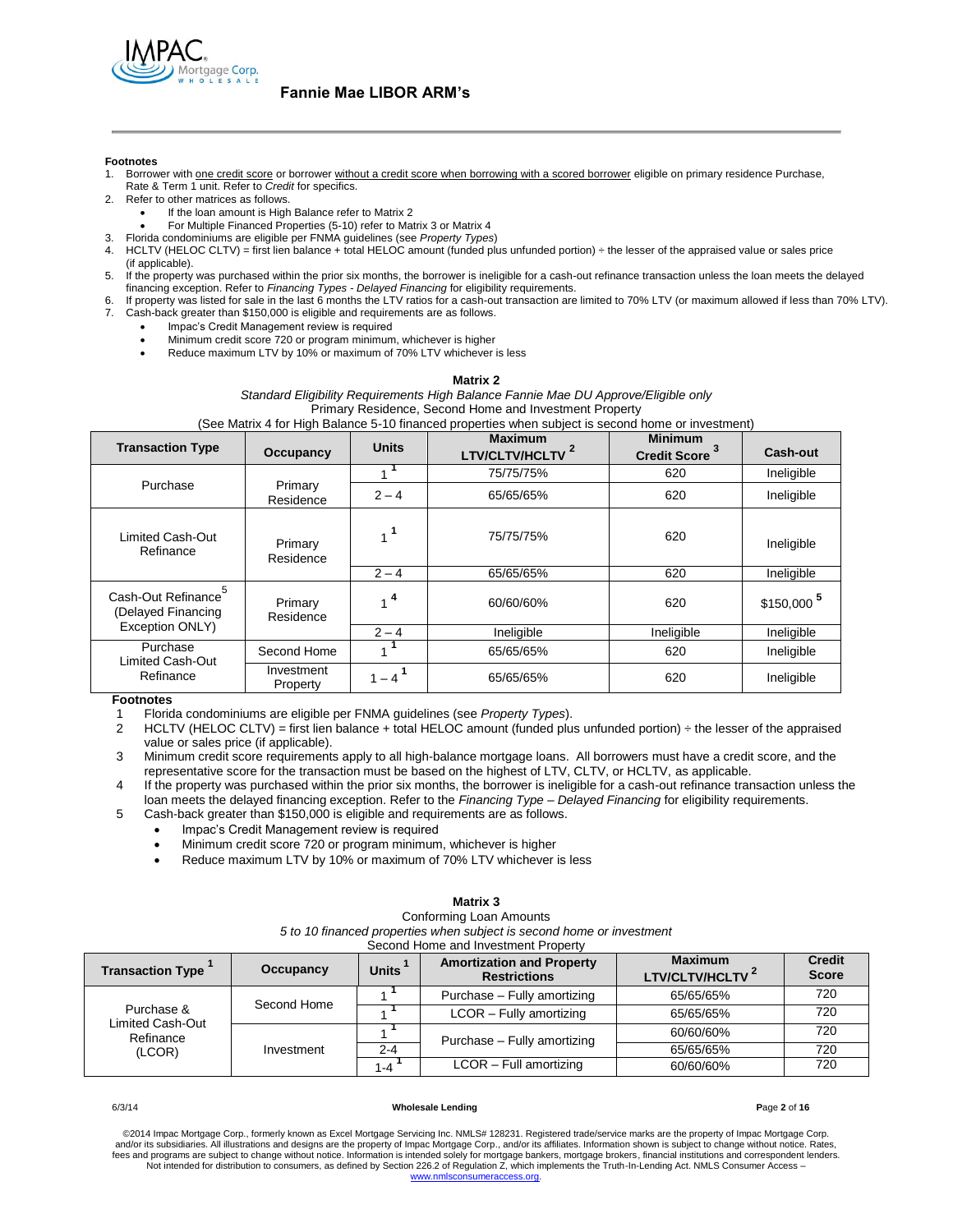**Footnotes**

1. Borrower with one credit score or borrower without a credit score when borrowing with a scored borrower eligible on primary residence Purchase, Rate & Term 1 unit. Refer to *Credit* for specifics.
2. Refer to other matrices as follows.
   - If the loan amount is High Balance refer to Matrix 2
   - For Multiple Financed Properties (5-10) refer to Matrix 3 or Matrix 4
3. Florida condominiums are eligible per FNMA guidelines (see *Property Types*)
4. HCLTV (HELOC CLTV) = first lien balance + total HELOC amount (funded plus unfunded portion) ÷ the lesser of the appraised value or sales price (if applicable).
5. If the property was purchased within the prior six months, the borrower is ineligible for a cash-out refinance transaction unless the loan meets the delayed financing exception. Refer to *Financing Types - Delayed Financing* for eligibility requirements.
6. If property was listed for sale in the last 6 months the LTV ratios for a cash-out transaction are limited to 70% LTV (or maximum allowed if less than 70% LTV).
7. Cash-back greater than $150,000 is eligible and requirements are as follows.
   - Impac's Credit Management review is required
   - Minimum credit score 720 or program minimum, whichever is higher
   - Reduce maximum LTV by 10% or maximum of 70% LTV whichever is less

**Matrix 2**

*Standard Eligibility Requirements High Balance Fannie Mae DU Approve/Eligible only*

Primary Residence, Second Home and Investment Property

(See Matrix 4 for High Balance 5-10 financed properties when subject is second home or investment)

| Transaction Type | Occupancy | Units | Maximum LTV/CLTV/HCLTV [2] | Minimum Credit Score [3] | Cash-out |
|---|---|---|---|---|---|
| Purchase | Primary Residence | 1 [1] | 75/75/75% | 620 | Ineligible |
| | | 2 – 4 | 65/65/65% | 620 | Ineligible |
| Limited Cash-Out Refinance | Primary Residence | 1 [1] | 75/75/75% | 620 | Ineligible |
| | | 2 – 4 | 65/65/65% | 620 | Ineligible |
| Cash-Out Refinance[5] (Delayed Financing Exception ONLY) | Primary Residence | 1 [4] | 60/60/60% | 620 | $150,000 [5] |
| | | 2 – 4 | Ineligible | Ineligible | Ineligible |
| Purchase Limited Cash-Out Refinance | Second Home | 1 [1] | 65/65/65% | 620 | Ineligible |
| | Investment Property | 1 – 4 [1] | 65/65/65% | 620 | Ineligible |

**Footnotes**

1. Florida condominiums are eligible per FNMA guidelines (see *Property Types*).
2. HCLTV (HELOC CLTV) = first lien balance + total HELOC amount (funded plus unfunded portion) ÷ the lesser of the appraised value or sales price (if applicable).
3. Minimum credit score requirements apply to all high-balance mortgage loans. All borrowers must have a credit score, and the representative score for the transaction must be based on the highest of LTV, CLTV, or HCLTV, as applicable.
4. If the property was purchased within the prior six months, the borrower is ineligible for a cash-out refinance transaction unless the loan meets the delayed financing exception. Refer to the *Financing Type – Delayed Financing* for eligibility requirements.
5. Cash-back greater than $150,000 is eligible and requirements are as follows.
   - Impac's Credit Management review is required
   - Minimum credit score 720 or program minimum, whichever is higher
   - Reduce maximum LTV by 10% or maximum of 70% LTV whichever is less

**Matrix 3**

Conforming Loan Amounts

*5 to 10 financed properties when subject is second home or investment*

Second Home and Investment Property

| Transaction Type [1] | Occupancy | Units [1] | Amortization and Property Restrictions | Maximum LTV/CLTV/HCLTV [2] | Credit Score |
|---|---|---|---|---|---|
| Purchase & Limited Cash-Out Refinance (LCOR) | Second Home | 1 [1] | Purchase – Fully amortizing | 65/65/65% | 720 |
| | | 1 [1] | LCOR – Fully amortizing | 65/65/65% | 720 |
| | Investment | 1 [1] | Purchase – Fully amortizing | 60/60/60% | 720 |
| | | 2-4 | | 65/65/65% | 720 |
| | | 1-4 [1] | LCOR – Full amortizing | 60/60/60% | 720 |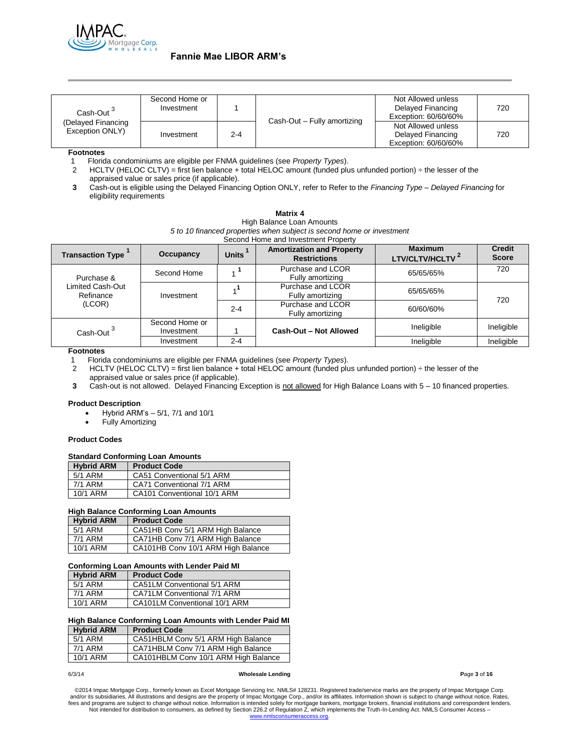| Cash-Out [3] (Delayed Financing Exception ONLY) | Second Home or Investment | 1 | Cash-Out – Fully amortizing | Not Allowed unless Delayed Financing Exception: 60/60/60% | 720 |
|---|---|---|---|---|---|
| | Investment | 2-4 | | Not Allowed unless Delayed Financing Exception: 60/60/60% | 720 |

**Footnotes**

1. Florida condominiums are eligible per FNMA guidelines (see *Property Types*).
2. HCLTV (HELOC CLTV) = first lien balance + total HELOC amount (funded plus unfunded portion) ÷ the lesser of the appraised value or sales price (if applicable).
3. Cash-out is eligible using the Delayed Financing Option ONLY, refer to Refer to the *Financing Type – Delayed Financing* for eligibility requirements

**Matrix 4**
High Balance Loan Amounts
*5 to 10 financed properties when subject is second home or investment*
Second Home and Investment Property

| Transaction Type [1] | Occupancy | Units [1] | Amortization and Property Restrictions | Maximum LTV/CLTV/HCLTV [2] | Credit Score |
|---|---|---|---|---|---|
| Purchase & Limited Cash-Out Refinance (LCOR) | Second Home | 1 [1] | Purchase and LCOR Fully amortizing | 65/65/65% | 720 |
| | Investment | 1 [1] | Purchase and LCOR Fully amortizing | 65/65/65% | 720 |
| | | 2-4 | Purchase and LCOR Fully amortizing | 60/60/60% | |
| Cash-Out [3] | Second Home or Investment | 1 | **Cash-Out – Not Allowed** | Ineligible | Ineligible |
| | Investment | 2-4 | | Ineligible | Ineligible |

**Footnotes**

1. Florida condominiums are eligible per FNMA guidelines (see *Property Types*).
2. HCLTV (HELOC CLTV) = first lien balance + total HELOC amount (funded plus unfunded portion) ÷ the lesser of the appraised value or sales price (if applicable).
3. Cash-out is not allowed. Delayed Financing Exception is <u>not allowed</u> for High Balance Loans with 5 – 10 financed properties.

**Product Description**

- Hybrid ARM's – 5/1, 7/1 and 10/1
- Fully Amortizing

**Product Codes**

**Standard Conforming Loan Amounts**

| Hybrid ARM | Product Code |
|---|---|
| 5/1 ARM | CA51 Conventional 5/1 ARM |
| 7/1 ARM | CA71 Conventional 7/1 ARM |
| 10/1 ARM | CA101 Conventional 10/1 ARM |

**High Balance Conforming Loan Amounts**

| Hybrid ARM | Product Code |
|---|---|
| 5/1 ARM | CA51HB Conv 5/1 ARM High Balance |
| 7/1 ARM | CA71HB Conv 7/1 ARM High Balance |
| 10/1 ARM | CA101HB Conv 10/1 ARM High Balance |

**Conforming Loan Amounts with Lender Paid MI**

| Hybrid ARM | Product Code |
|---|---|
| 5/1 ARM | CA51LM Conventional 5/1 ARM |
| 7/1 ARM | CA71LM Conventional 7/1 ARM |
| 10/1 ARM | CA101LM Conventional 10/1 ARM |

**High Balance Conforming Loan Amounts with Lender Paid MI**

| Hybrid ARM | Product Code |
|---|---|
| 5/1 ARM | CA51HBLM Conv 5/1 ARM High Balance |
| 7/1 ARM | CA71HBLM Conv 7/1 ARM High Balance |
| 10/1 ARM | CA101HBLM Conv 10/1 ARM High Balance |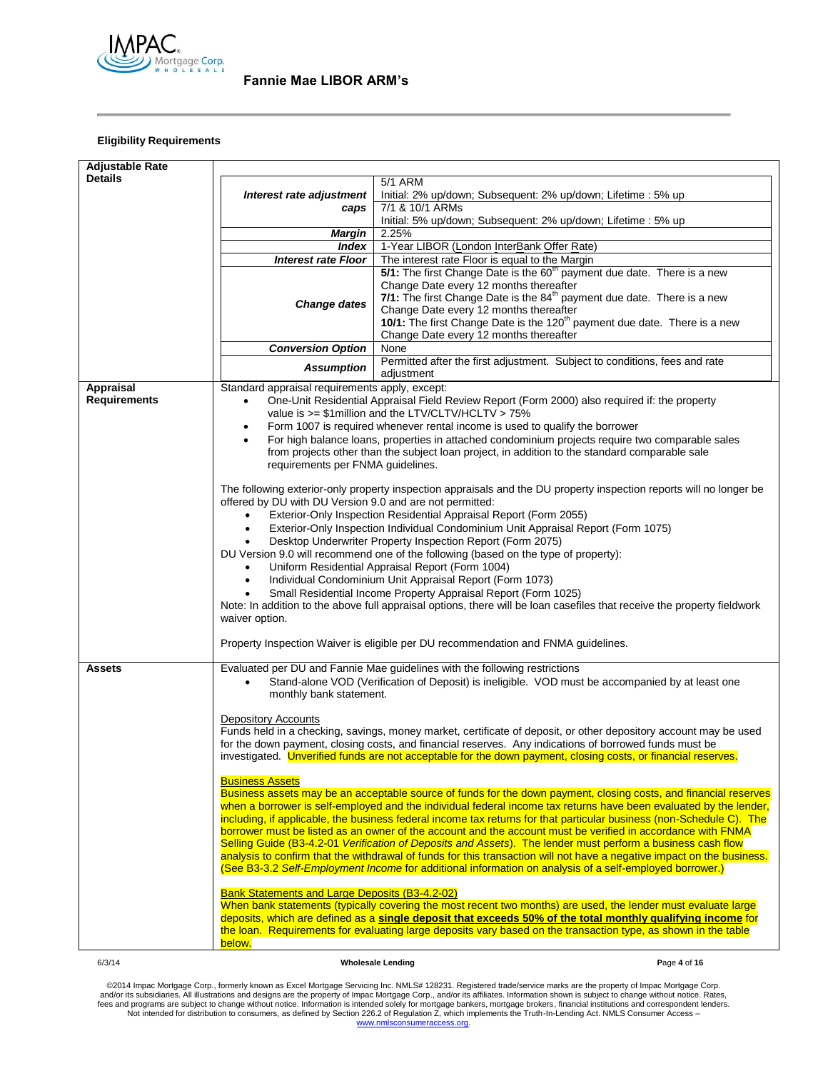## Fannie Mae LIBOR ARM's

### Eligibility Requirements

**Adjustable Rate Details**

| | |
|---|---|
| ***Interest rate adjustment caps*** | 5/1 ARM<br>Initial: 2% up/down; Subsequent: 2% up/down; Lifetime : 5% up<br>7/1 & 10/1 ARMs<br>Initial: 5% up/down; Subsequent: 2% up/down; Lifetime : 5% up |
| ***Margin*** | 2.25% |
| ***Index*** | 1-Year LIBOR (London InterBank Offer Rate) |
| ***Interest rate Floor*** | The interest rate Floor is equal to the Margin |
| ***Change dates*** | **5/1:** The first Change Date is the 60th payment due date. There is a new Change Date every 12 months thereafter<br>**7/1:** The first Change Date is the 84th payment due date. There is a new Change Date every 12 months thereafter<br>**10/1:** The first Change Date is the 120th payment due date. There is a new Change Date every 12 months thereafter |
| ***Conversion Option*** | None |
| ***Assumption*** | Permitted after the first adjustment. Subject to conditions, fees and rate adjustment |

**Appraisal Requirements**

Standard appraisal requirements apply, except:

- One-Unit Residential Appraisal Field Review Report (Form 2000) also required if: the property value is >= $1million and the LTV/CLTV/HCLTV > 75%
- Form 1007 is required whenever rental income is used to qualify the borrower
- For high balance loans, properties in attached condominium projects require two comparable sales from projects other than the subject loan project, in addition to the standard comparable sale requirements per FNMA guidelines.

The following exterior-only property inspection appraisals and the DU property inspection reports will no longer be offered by DU with DU Version 9.0 and are not permitted:

- Exterior-Only Inspection Residential Appraisal Report (Form 2055)
- Exterior-Only Inspection Individual Condominium Unit Appraisal Report (Form 1075)
- Desktop Underwriter Property Inspection Report (Form 2075)

DU Version 9.0 will recommend one of the following (based on the type of property):

- Uniform Residential Appraisal Report (Form 1004)
- Individual Condominium Unit Appraisal Report (Form 1073)
- Small Residential Income Property Appraisal Report (Form 1025)

Note: In addition to the above full appraisal options, there will be loan casefiles that receive the property fieldwork waiver option.

Property Inspection Waiver is eligible per DU recommendation and FNMA guidelines.

**Assets**

Evaluated per DU and Fannie Mae guidelines with the following restrictions

- Stand-alone VOD (Verification of Deposit) is ineligible. VOD must be accompanied by at least one monthly bank statement.

Depository Accounts

Funds held in a checking, savings, money market, certificate of deposit, or other depository account may be used for the down payment, closing costs, and financial reserves. Any indications of borrowed funds must be investigated. Unverified funds are not acceptable for the down payment, closing costs, or financial reserves.

Business Assets

Business assets may be an acceptable source of funds for the down payment, closing costs, and financial reserves when a borrower is self-employed and the individual federal income tax returns have been evaluated by the lender, including, if applicable, the business federal income tax returns for that particular business (non-Schedule C). The borrower must be listed as an owner of the account and the account must be verified in accordance with FNMA Selling Guide (B3-4.2-01 *Verification of Deposits and Assets*). The lender must perform a business cash flow analysis to confirm that the withdrawal of funds for this transaction will not have a negative impact on the business. (See B3-3.2 *Self-Employment Income* for additional information on analysis of a self-employed borrower.)

Bank Statements and Large Deposits (B3-4.2-02)

When bank statements (typically covering the most recent two months) are used, the lender must evaluate large deposits, which are defined as a **single deposit that exceeds 50% of the total monthly qualifying income** for the loan. Requirements for evaluating large deposits vary based on the transaction type, as shown in the table below.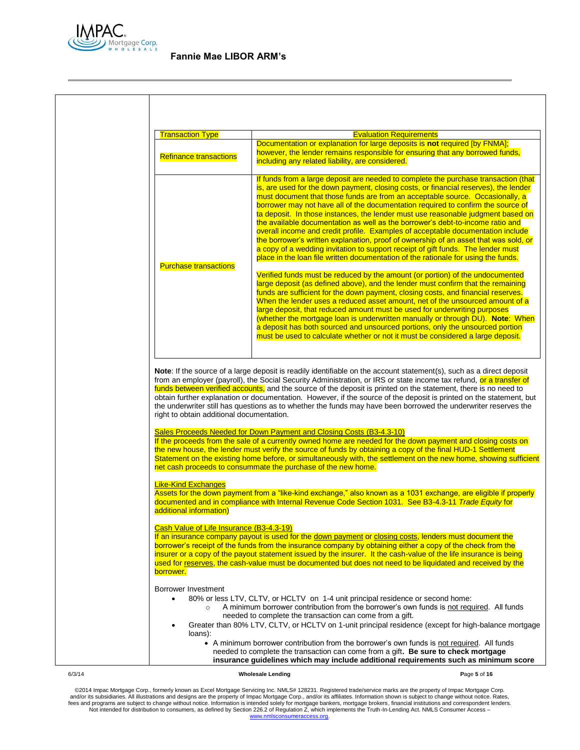| Transaction Type | Evaluation Requirements |
|---|---|
| Refinance transactions | Documentation or explanation for large deposits is **not** required [by FNMA]; however, the lender remains responsible for ensuring that any borrowed funds, including any related liability, are considered. |
| Purchase transactions | If funds from a large deposit are needed to complete the purchase transaction (that is, are used for the down payment, closing costs, or financial reserves), the lender must document that those funds are from an acceptable source. Occasionally, a borrower may not have all of the documentation required to confirm the source of ta deposit. In those instances, the lender must use reasonable judgment based on the available documentation as well as the borrower's debt-to-income ratio and overall income and credit profile. Examples of acceptable documentation include the borrower's written explanation, proof of ownership of an asset that was sold, or a copy of a wedding invitation to support receipt of gift funds. The lender must place in the loan file written documentation of the rationale for using the funds.<br><br>Verified funds must be reduced by the amount (or portion) of the undocumented large deposit (as defined above), and the lender must confirm that the remaining funds are sufficient for the down payment, closing costs, and financial reserves. When the lender uses a reduced asset amount, net of the unsourced amount of a large deposit, that reduced amount must be used for underwriting purposes (whether the mortgage loan is underwritten manually or through DU). **Note**: When a deposit has both sourced and unsourced portions, only the unsourced portion must be used to calculate whether or not it must be considered a large deposit. |

**Note**: If the source of a large deposit is readily identifiable on the account statement(s), such as a direct deposit from an employer (payroll), the Social Security Administration, or IRS or state income tax refund, or a transfer of funds between verified accounts, and the source of the deposit is printed on the statement, there is no need to obtain further explanation or documentation. However, if the source of the deposit is printed on the statement, but the underwriter still has questions as to whether the funds may have been borrowed the underwriter reserves the right to obtain additional documentation.

Sales Proceeds Needed for Down Payment and Closing Costs (B3-4.3-10)
If the proceeds from the sale of a currently owned home are needed for the down payment and closing costs on the new house, the lender must verify the source of funds by obtaining a copy of the final HUD-1 Settlement Statement on the existing home before, or simultaneously with, the settlement on the new home, showing sufficient net cash proceeds to consummate the purchase of the new home.

Like-Kind Exchanges
Assets for the down payment from a "like-kind exchange," also known as a 1031 exchange, are eligible if properly documented and in compliance with Internal Revenue Code Section 1031. See B3-4.3-11 *Trade Equity* for additional information)

Cash Value of Life Insurance (B3-4.3-19)
If an insurance company payout is used for the down payment or closing costs, lenders must document the borrower's receipt of the funds from the insurance company by obtaining either a copy of the check from the insurer or a copy of the payout statement issued by the insurer. It the cash-value of the life insurance is being used for reserves, the cash-value must be documented but does not need to be liquidated and received by the borrower.

Borrower Investment

- 80% or less LTV, CLTV, or HCLTV on 1-4 unit principal residence or second home:
  - A minimum borrower contribution from the borrower's own funds is not required. All funds needed to complete the transaction can come from a gift.
- Greater than 80% LTV, CLTV, or HCLTV on 1-unit principal residence (except for high-balance mortgage loans):
  - A minimum borrower contribution from the borrower's own funds is not required. All funds needed to complete the transaction can come from a gift. **Be sure to check mortgage insurance guidelines which may include additional requirements such as minimum score**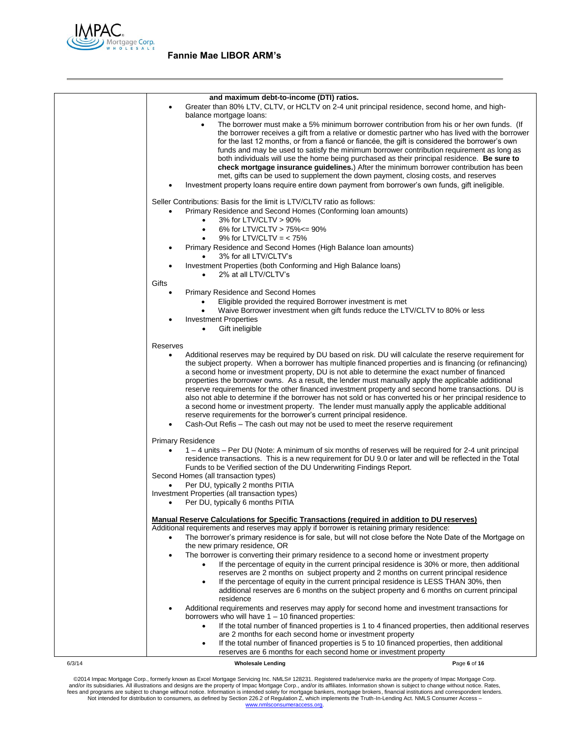**and maximum debt-to-income (DTI) ratios.**

- Greater than 80% LTV, CLTV, or HCLTV on 2-4 unit principal residence, second home, and high-balance mortgage loans:
  - The borrower must make a 5% minimum borrower contribution from his or her own funds. (If the borrower receives a gift from a relative or domestic partner who has lived with the borrower for the last 12 months, or from a fiancé or fiancée, the gift is considered the borrower's own funds and may be used to satisfy the minimum borrower contribution requirement as long as both individuals will use the home being purchased as their principal residence. **Be sure to check mortgage insurance guidelines.**) After the minimum borrower contribution has been met, gifts can be used to supplement the down payment, closing costs, and reserves
- Investment property loans require entire down payment from borrower's own funds, gift ineligible.

Seller Contributions: Basis for the limit is LTV/CLTV ratio as follows:

- Primary Residence and Second Homes (Conforming loan amounts)
  - 3% for LTV/CLTV > 90%
  - 6% for LTV/CLTV > 75%<= 90%
  - 9% for LTV/CLTV = < 75%
- Primary Residence and Second Homes (High Balance loan amounts)
  - 3% for all LTV/CLTV's
- Investment Properties (both Conforming and High Balance loans)
  - 2% at all LTV/CLTV's

Gifts

- Primary Residence and Second Homes
  - Eligible provided the required Borrower investment is met
  - Waive Borrower investment when gift funds reduce the LTV/CLTV to 80% or less
- Investment Properties
  - Gift ineligible

Reserves

- Additional reserves may be required by DU based on risk. DU will calculate the reserve requirement for the subject property. When a borrower has multiple financed properties and is financing (or refinancing) a second home or investment property, DU is not able to determine the exact number of financed properties the borrower owns. As a result, the lender must manually apply the applicable additional reserve requirements for the other financed investment property and second home transactions. DU is also not able to determine if the borrower has not sold or has converted his or her principal residence to a second home or investment property. The lender must manually apply the applicable additional reserve requirements for the borrower's current principal residence.
- Cash-Out Refis – The cash out may not be used to meet the reserve requirement

Primary Residence

- 1 – 4 units – Per DU (Note: A minimum of six months of reserves will be required for 2-4 unit principal residence transactions. This is a new requirement for DU 9.0 or later and will be reflected in the Total Funds to be Verified section of the DU Underwriting Findings Report.

Second Homes (all transaction types)

- Per DU, typically 2 months PITIA

Investment Properties (all transaction types)

- Per DU, typically 6 months PITIA

**Manual Reserve Calculations for Specific Transactions (required in addition to DU reserves)**

Additional requirements and reserves may apply if borrower is retaining primary residence:

- The borrower's primary residence is for sale, but will not close before the Note Date of the Mortgage on the new primary residence, OR
- The borrower is converting their primary residence to a second home or investment property
  - If the percentage of equity in the current principal residence is 30% or more, then additional reserves are 2 months on subject property and 2 months on current principal residence
  - If the percentage of equity in the current principal residence is LESS THAN 30%, then additional reserves are 6 months on the subject property and 6 months on current principal residence
- Additional requirements and reserves may apply for second home and investment transactions for borrowers who will have 1 – 10 financed properties:
  - If the total number of financed properties is 1 to 4 financed properties, then additional reserves are 2 months for each second home or investment property
  - If the total number of financed properties is 5 to 10 financed properties, then additional reserves are 6 months for each second home or investment property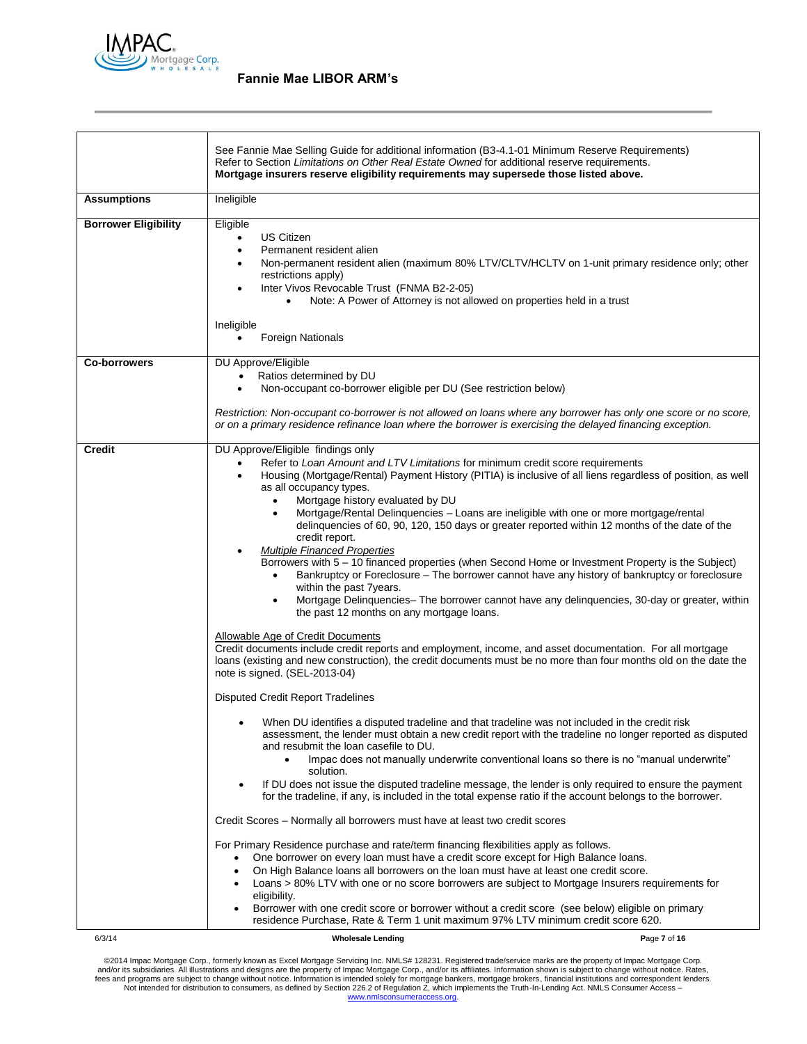## Fannie Mae LIBOR ARM's

| | |
|---|---|
| | See Fannie Mae Selling Guide for additional information (B3-4.1-01 Minimum Reserve Requirements)<br>Refer to Section *Limitations on Other Real Estate Owned* for additional reserve requirements.<br>**Mortgage insurers reserve eligibility requirements may supersede those listed above.** |
| **Assumptions** | Ineligible |
| **Borrower Eligibility** | Eligible<br>• US Citizen<br>• Permanent resident alien<br>• Non-permanent resident alien (maximum 80% LTV/CLTV/HCLTV on 1-unit primary residence only; other restrictions apply)<br>• Inter Vivos Revocable Trust (FNMA B2-2-05)<br>&nbsp;&nbsp;&nbsp;&nbsp;◦ Note: A Power of Attorney is not allowed on properties held in a trust<br><br>Ineligible<br>• Foreign Nationals |
| **Co-borrowers** | DU Approve/Eligible<br>• Ratios determined by DU<br>• Non-occupant co-borrower eligible per DU (See restriction below)<br><br>*Restriction: Non-occupant co-borrower is not allowed on loans where any borrower has only one score or no score, or on a primary residence refinance loan where the borrower is exercising the delayed financing exception.* |
| **Credit** | DU Approve/Eligible findings only<br>• Refer to *Loan Amount and LTV Limitations* for minimum credit score requirements<br>• Housing (Mortgage/Rental) Payment History (PITIA) is inclusive of all liens regardless of position, as well as all occupancy types.<br>&nbsp;&nbsp;&nbsp;&nbsp;◦ Mortgage history evaluated by DU<br>&nbsp;&nbsp;&nbsp;&nbsp;◦ Mortgage/Rental Delinquencies – Loans are ineligible with one or more mortgage/rental delinquencies of 60, 90, 120, 150 days or greater reported within 12 months of the date of the credit report.<br>• *Multiple Financed Properties*<br>Borrowers with 5 – 10 financed properties (when Second Home or Investment Property is the Subject)<br>&nbsp;&nbsp;&nbsp;&nbsp;◦ Bankruptcy or Foreclosure – The borrower cannot have any history of bankruptcy or foreclosure within the past 7years.<br>&nbsp;&nbsp;&nbsp;&nbsp;◦ Mortgage Delinquencies– The borrower cannot have any delinquencies, 30-day or greater, within the past 12 months on any mortgage loans.<br><br>Allowable Age of Credit Documents<br>Credit documents include credit reports and employment, income, and asset documentation. For all mortgage loans (existing and new construction), the credit documents must be no more than four months old on the date the note is signed. (SEL-2013-04)<br><br>Disputed Credit Report Tradelines<br><br>• When DU identifies a disputed tradeline and that tradeline was not included in the credit risk assessment, the lender must obtain a new credit report with the tradeline no longer reported as disputed and resubmit the loan casefile to DU.<br>&nbsp;&nbsp;&nbsp;&nbsp;◦ Impac does not manually underwrite conventional loans so there is no "manual underwrite" solution.<br>• If DU does not issue the disputed tradeline message, the lender is only required to ensure the payment for the tradeline, if any, is included in the total expense ratio if the account belongs to the borrower.<br><br>Credit Scores – Normally all borrowers must have at least two credit scores<br><br>For Primary Residence purchase and rate/term financing flexibilities apply as follows.<br>• One borrower on every loan must have a credit score except for High Balance loans.<br>• On High Balance loans all borrowers on the loan must have at least one credit score.<br>• Loans > 80% LTV with one or no score borrowers are subject to Mortgage Insurers requirements for eligibility.<br>• Borrower with one credit score or borrower without a credit score (see below) eligible on primary residence Purchase, Rate & Term 1 unit maximum 97% LTV minimum credit score 620. |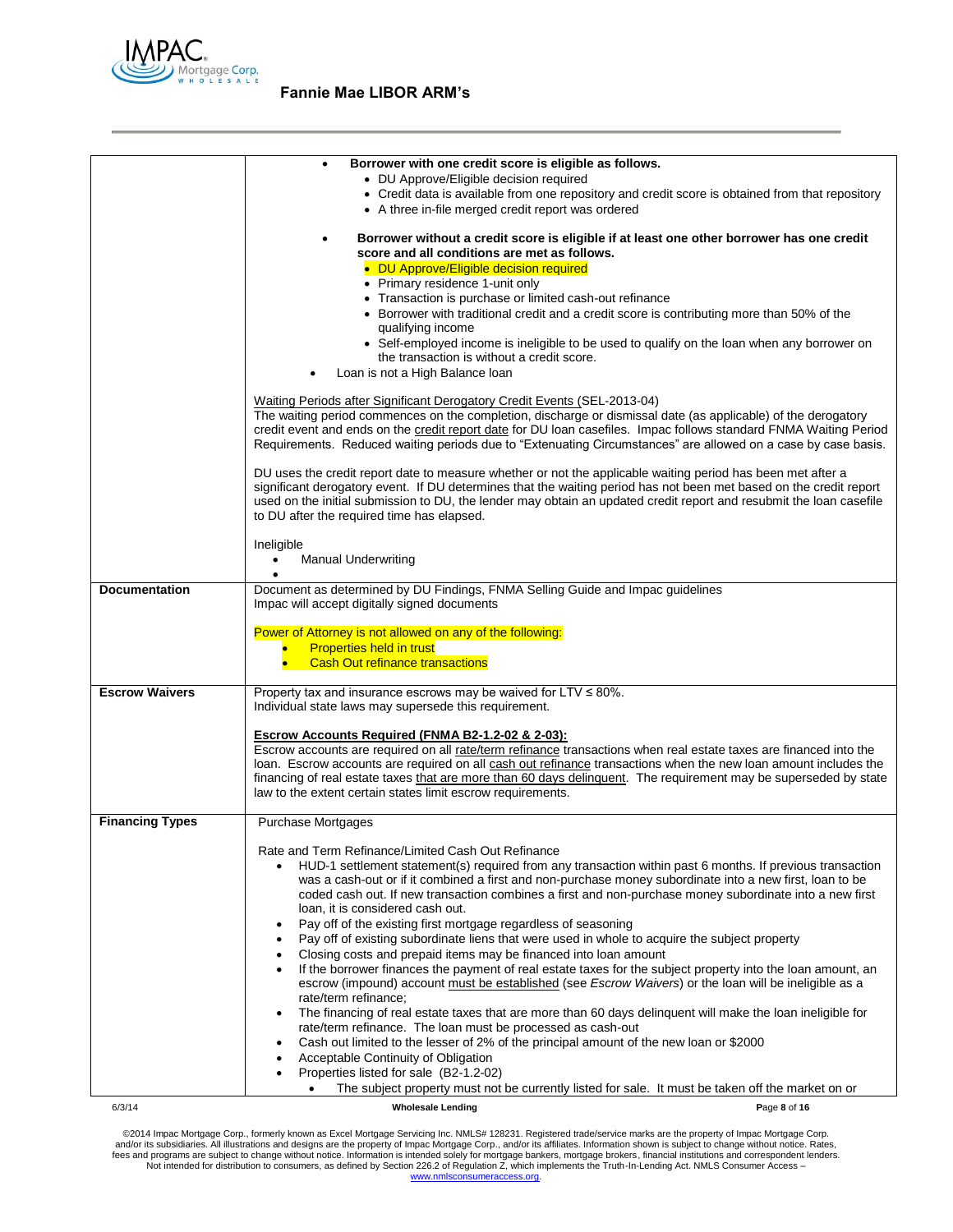| | |
|---|---|
| | • **Borrower with one credit score is eligible as follows.**<br>  • DU Approve/Eligible decision required<br>  • Credit data is available from one repository and credit score is obtained from that repository<br>  • A three in-file merged credit report was ordered<br><br>• **Borrower without a credit score is eligible if at least one other borrower has one credit score and all conditions are met as follows.**<br>  • DU Approve/Eligible decision required<br>  • Primary residence 1-unit only<br>  • Transaction is purchase or limited cash-out refinance<br>  • Borrower with traditional credit and a credit score is contributing more than 50% of the qualifying income<br>  • Self-employed income is ineligible to be used to qualify on the loan when any borrower on the transaction is without a credit score.<br>• Loan is not a High Balance loan<br><br>Waiting Periods after Significant Derogatory Credit Events (SEL-2013-04)<br>The waiting period commences on the completion, discharge or dismissal date (as applicable) of the derogatory credit event and ends on the credit report date for DU loan casefiles. Impac follows standard FNMA Waiting Period Requirements. Reduced waiting periods due to "Extenuating Circumstances" are allowed on a case by case basis.<br><br>DU uses the credit report date to measure whether or not the applicable waiting period has been met after a significant derogatory event. If DU determines that the waiting period has not been met based on the credit report used on the initial submission to DU, the lender may obtain an updated credit report and resubmit the loan casefile to DU after the required time has elapsed.<br><br>Ineligible<br>• Manual Underwriting<br>• |
| **Documentation** | Document as determined by DU Findings, FNMA Selling Guide and Impac guidelines<br>Impac will accept digitally signed documents<br><br>Power of Attorney is not allowed on any of the following:<br>• Properties held in trust<br>• Cash Out refinance transactions |
| **Escrow Waivers** | Property tax and insurance escrows may be waived for LTV ≤ 80%.<br>Individual state laws may supersede this requirement.<br><br>**Escrow Accounts Required (FNMA B2-1.2-02 & 2-03):**<br>Escrow accounts are required on all rate/term refinance transactions when real estate taxes are financed into the loan. Escrow accounts are required on all cash out refinance transactions when the new loan amount includes the financing of real estate taxes that are more than 60 days delinquent. The requirement may be superseded by state law to the extent certain states limit escrow requirements. |
| **Financing Types** | Purchase Mortgages<br><br>Rate and Term Refinance/Limited Cash Out Refinance<br>• HUD-1 settlement statement(s) required from any transaction within past 6 months. If previous transaction was a cash-out or if it combined a first and non-purchase money subordinate into a new first, loan to be coded cash out. If new transaction combines a first and non-purchase money subordinate into a new first loan, it is considered cash out.<br>• Pay off of the existing first mortgage regardless of seasoning<br>• Pay off of existing subordinate liens that were used in whole to acquire the subject property<br>• Closing costs and prepaid items may be financed into loan amount<br>• If the borrower finances the payment of real estate taxes for the subject property into the loan amount, an escrow (impound) account must be established (see *Escrow Waivers*) or the loan will be ineligible as a rate/term refinance;<br>• The financing of real estate taxes that are more than 60 days delinquent will make the loan ineligible for rate/term refinance. The loan must be processed as cash-out<br>• Cash out limited to the lesser of 2% of the principal amount of the new loan or $2000<br>• Acceptable Continuity of Obligation<br>• Properties listed for sale (B2-1.2-02)<br>  • The subject property must not be currently listed for sale. It must be taken off the market on or |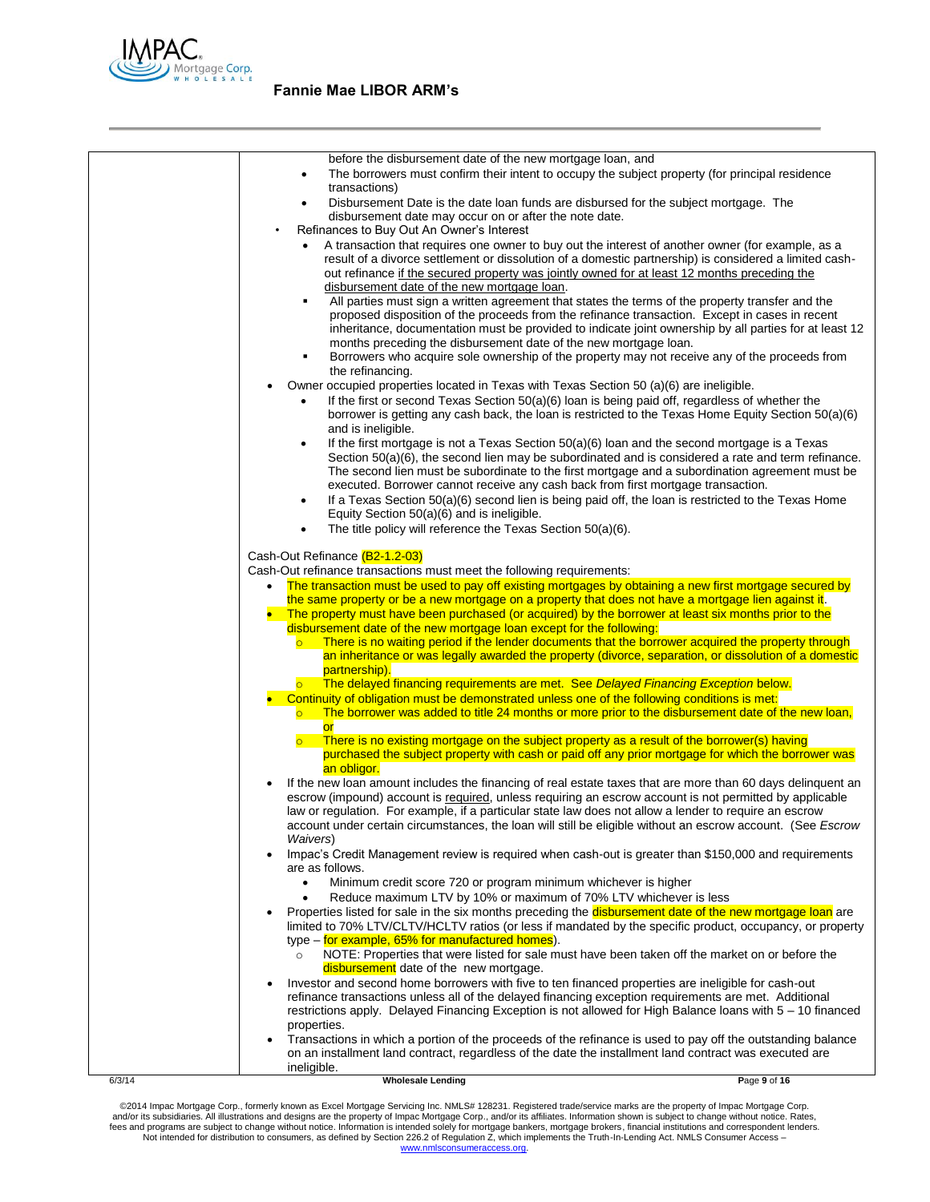before the disbursement date of the new mortgage loan, and

- The borrowers must confirm their intent to occupy the subject property (for principal residence transactions)
- Disbursement Date is the date loan funds are disbursed for the subject mortgage. The disbursement date may occur on or after the note date.

- Refinances to Buy Out An Owner's Interest
  - A transaction that requires one owner to buy out the interest of another owner (for example, as a result of a divorce settlement or dissolution of a domestic partnership) is considered a limited cash-out refinance <u>if the secured property was jointly owned for at least 12 months preceding the disbursement date of the new mortgage loan</u>.
    - All parties must sign a written agreement that states the terms of the property transfer and the proposed disposition of the proceeds from the refinance transaction. Except in cases in recent inheritance, documentation must be provided to indicate joint ownership by all parties for at least 12 months preceding the disbursement date of the new mortgage loan.
    - Borrowers who acquire sole ownership of the property may not receive any of the proceeds from the refinancing.

- Owner occupied properties located in Texas with Texas Section 50 (a)(6) are ineligible.
  - If the first or second Texas Section 50(a)(6) loan is being paid off, regardless of whether the borrower is getting any cash back, the loan is restricted to the Texas Home Equity Section 50(a)(6) and is ineligible.
  - If the first mortgage is not a Texas Section 50(a)(6) loan and the second mortgage is a Texas Section 50(a)(6), the second lien may be subordinated and is considered a rate and term refinance. The second lien must be subordinate to the first mortgage and a subordination agreement must be executed. Borrower cannot receive any cash back from first mortgage transaction.
  - If a Texas Section 50(a)(6) second lien is being paid off, the loan is restricted to the Texas Home Equity Section 50(a)(6) and is ineligible.
  - The title policy will reference the Texas Section 50(a)(6).

Cash-Out Refinance (B2-1.2-03)

Cash-Out refinance transactions must meet the following requirements:

- The transaction must be used to pay off existing mortgages by obtaining a new first mortgage secured by the same property or be a new mortgage on a property that does not have a mortgage lien against it.
- The property must have been purchased (or acquired) by the borrower at least six months prior to the disbursement date of the new mortgage loan except for the following:
  - There is no waiting period if the lender documents that the borrower acquired the property through an inheritance or was legally awarded the property (divorce, separation, or dissolution of a domestic partnership).
  - The delayed financing requirements are met. See *Delayed Financing Exception* below.
- Continuity of obligation must be demonstrated unless one of the following conditions is met:
  - The borrower was added to title 24 months or more prior to the disbursement date of the new loan, or
  - There is no existing mortgage on the subject property as a result of the borrower(s) having purchased the subject property with cash or paid off any prior mortgage for which the borrower was an obligor.
- If the new loan amount includes the financing of real estate taxes that are more than 60 days delinquent an escrow (impound) account is <u>required</u>, unless requiring an escrow account is not permitted by applicable law or regulation. For example, if a particular state law does not allow a lender to require an escrow account under certain circumstances, the loan will still be eligible without an escrow account. (See *Escrow Waivers*)
- Impac's Credit Management review is required when cash-out is greater than $150,000 and requirements are as follows.
  - Minimum credit score 720 or program minimum whichever is higher
  - Reduce maximum LTV by 10% or maximum of 70% LTV whichever is less
- Properties listed for sale in the six months preceding the disbursement date of the new mortgage loan are limited to 70% LTV/CLTV/HCLTV ratios (or less if mandated by the specific product, occupancy, or property type – for example, 65% for manufactured homes).
  - NOTE: Properties that were listed for sale must have been taken off the market on or before the disbursement date of the new mortgage.
- Investor and second home borrowers with five to ten financed properties are ineligible for cash-out refinance transactions unless all of the delayed financing exception requirements are met. Additional restrictions apply. Delayed Financing Exception is not allowed for High Balance loans with 5 – 10 financed properties.
- Transactions in which a portion of the proceeds of the refinance is used to pay off the outstanding balance on an installment land contract, regardless of the date the installment land contract was executed are ineligible.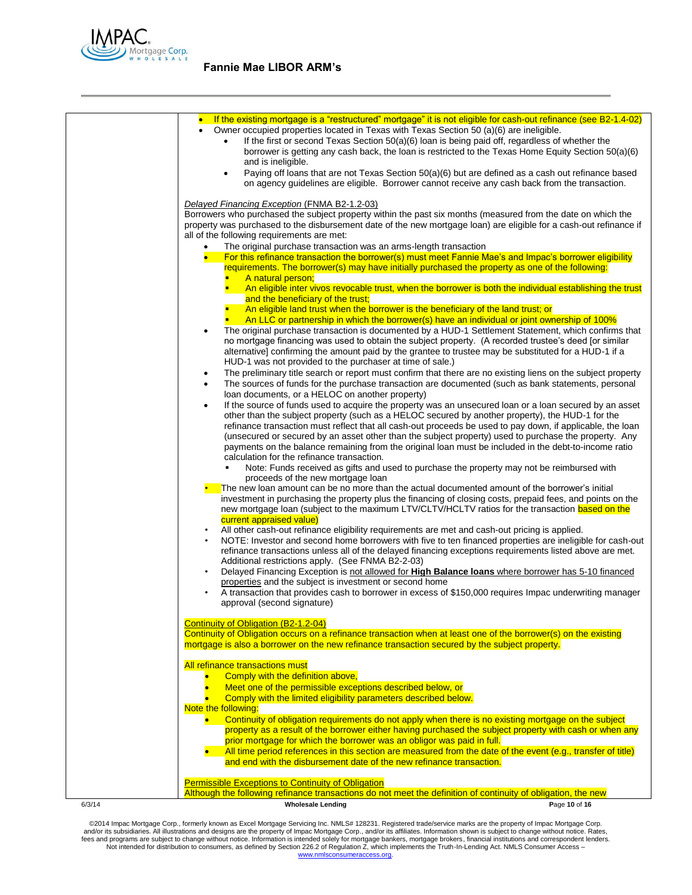- If the existing mortgage is a "restructured" mortgage" it is not eligible for cash-out refinance (see B2-1.4-02)
- Owner occupied properties located in Texas with Texas Section 50 (a)(6) are ineligible.
  - If the first or second Texas Section 50(a)(6) loan is being paid off, regardless of whether the borrower is getting any cash back, the loan is restricted to the Texas Home Equity Section 50(a)(6) and is ineligible.
  - Paying off loans that are not Texas Section 50(a)(6) but are defined as a cash out refinance based on agency guidelines are eligible. Borrower cannot receive any cash back from the transaction.

*Delayed Financing Exception* (FNMA B2-1.2-03)

Borrowers who purchased the subject property within the past six months (measured from the date on which the property was purchased to the disbursement date of the new mortgage loan) are eligible for a cash-out refinance if all of the following requirements are met:

- The original purchase transaction was an arms-length transaction
- For this refinance transaction the borrower(s) must meet Fannie Mae's and Impac's borrower eligibility requirements. The borrower(s) may have initially purchased the property as one of the following:
  - A natural person;
  - An eligible inter vivos revocable trust, when the borrower is both the individual establishing the trust and the beneficiary of the trust;
  - An eligible land trust when the borrower is the beneficiary of the land trust; or
  - An LLC or partnership in which the borrower(s) have an individual or joint ownership of 100%
- The original purchase transaction is documented by a HUD-1 Settlement Statement, which confirms that no mortgage financing was used to obtain the subject property. (A recorded trustee's deed [or similar alternative] confirming the amount paid by the grantee to trustee may be substituted for a HUD-1 if a HUD-1 was not provided to the purchaser at time of sale.)
- The preliminary title search or report must confirm that there are no existing liens on the subject property
- The sources of funds for the purchase transaction are documented (such as bank statements, personal loan documents, or a HELOC on another property)
- If the source of funds used to acquire the property was an unsecured loan or a loan secured by an asset other than the subject property (such as a HELOC secured by another property), the HUD-1 for the refinance transaction must reflect that all cash-out proceeds be used to pay down, if applicable, the loan (unsecured or secured by an asset other than the subject property) used to purchase the property. Any payments on the balance remaining from the original loan must be included in the debt-to-income ratio calculation for the refinance transaction.
  - Note: Funds received as gifts and used to purchase the property may not be reimbursed with proceeds of the new mortgage loan
- The new loan amount can be no more than the actual documented amount of the borrower's initial investment in purchasing the property plus the financing of closing costs, prepaid fees, and points on the new mortgage loan (subject to the maximum LTV/CLTV/HCLTV ratios for the transaction based on the current appraised value)
- All other cash-out refinance eligibility requirements are met and cash-out pricing is applied.
- NOTE: Investor and second home borrowers with five to ten financed properties are ineligible for cash-out refinance transactions unless all of the delayed financing exceptions requirements listed above are met. Additional restrictions apply. (See FNMA B2-2-03)
- Delayed Financing Exception is not allowed for **High Balance loans** where borrower has 5-10 financed properties and the subject is investment or second home
- A transaction that provides cash to borrower in excess of $150,000 requires Impac underwriting manager approval (second signature)

Continuity of Obligation (B2-1.2-04)

Continuity of Obligation occurs on a refinance transaction when at least one of the borrower(s) on the existing mortgage is also a borrower on the new refinance transaction secured by the subject property.

All refinance transactions must

- Comply with the definition above,
- Meet one of the permissible exceptions described below, or
- Comply with the limited eligibility parameters described below.

Note the following:

- Continuity of obligation requirements do not apply when there is no existing mortgage on the subject property as a result of the borrower either having purchased the subject property with cash or when any prior mortgage for which the borrower was an obligor was paid in full.
- All time period references in this section are measured from the date of the event (e.g., transfer of title) and end with the disbursement date of the new refinance transaction.

Permissible Exceptions to Continuity of Obligation

Although the following refinance transactions do not meet the definition of continuity of obligation, the new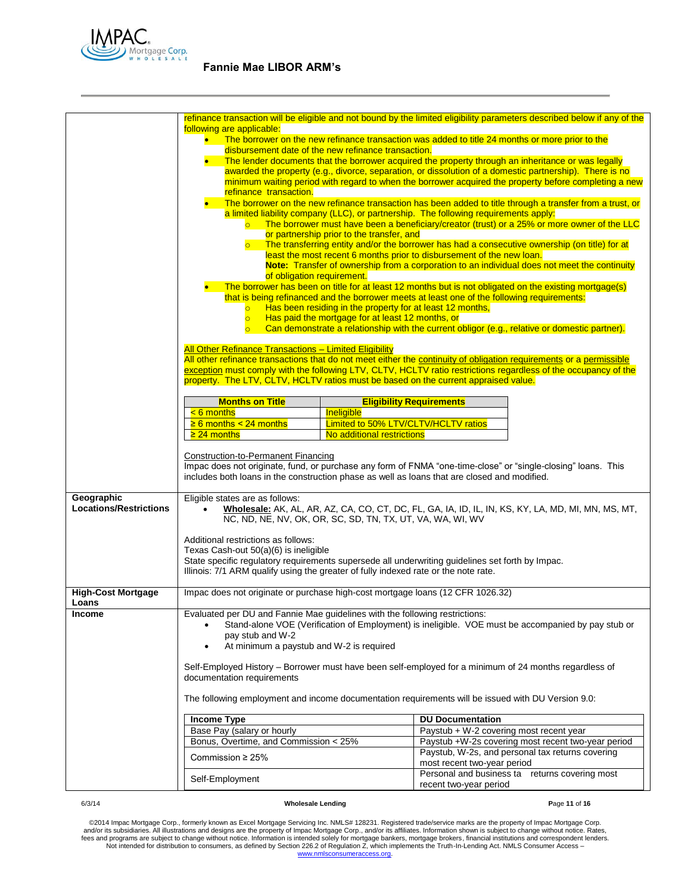refinance transaction will be eligible and not bound by the limited eligibility parameters described below if any of the following are applicable:

- The borrower on the new refinance transaction was added to title 24 months or more prior to the disbursement date of the new refinance transaction.
- The lender documents that the borrower acquired the property through an inheritance or was legally awarded the property (e.g., divorce, separation, or dissolution of a domestic partnership). There is no minimum waiting period with regard to when the borrower acquired the property before completing a new refinance transaction.
- The borrower on the new refinance transaction has been added to title through a transfer from a trust, or a limited liability company (LLC), or partnership. The following requirements apply:
  - The borrower must have been a beneficiary/creator (trust) or a 25% or more owner of the LLC or partnership prior to the transfer, and
  - The transferring entity and/or the borrower has had a consecutive ownership (on title) for at least the most recent 6 months prior to disbursement of the new loan.
    **Note:** Transfer of ownership from a corporation to an individual does not meet the continuity of obligation requirement.
- The borrower has been on title for at least 12 months but is not obligated on the existing mortgage(s) that is being refinanced and the borrower meets at least one of the following requirements:
  - Has been residing in the property for at least 12 months,
  - Has paid the mortgage for at least 12 months, or
  - Can demonstrate a relationship with the current obligor (e.g., relative or domestic partner).

All Other Refinance Transactions – Limited Eligibility

All other refinance transactions that do not meet either the continuity of obligation requirements or a permissible exception must comply with the following LTV, CLTV, HCLTV ratio restrictions regardless of the occupancy of the property. The LTV, CLTV, HCLTV ratios must be based on the current appraised value.

| Months on Title | Eligibility Requirements |
|---|---|
| < 6 months | Ineligible |
| ≥ 6 months < 24 months | Limited to 50% LTV/CLTV/HCLTV ratios |
| ≥ 24 months | No additional restrictions |

Construction-to-Permanent Financing

Impac does not originate, fund, or purchase any form of FNMA "one-time-close" or "single-closing" loans. This includes both loans in the construction phase as well as loans that are closed and modified.

**Geographic Locations/Restrictions**

Eligible states are as follows:

- **Wholesale:** AK, AL, AR, AZ, CA, CO, CT, DC, FL, GA, IA, ID, IL, IN, KS, KY, LA, MD, MI, MN, MS, MT, NC, ND, NE, NV, OK, OR, SC, SD, TN, TX, UT, VA, WA, WI, WV

Additional restrictions as follows:
Texas Cash-out 50(a)(6) is ineligible
State specific regulatory requirements supersede all underwriting guidelines set forth by Impac.
Illinois: 7/1 ARM qualify using the greater of fully indexed rate or the note rate.

**High-Cost Mortgage Loans**

Impac does not originate or purchase high-cost mortgage loans (12 CFR 1026.32)

**Income**

Evaluated per DU and Fannie Mae guidelines with the following restrictions:

- Stand-alone VOE (Verification of Employment) is ineligible. VOE must be accompanied by pay stub or pay stub and W-2
- At minimum a paystub and W-2 is required

Self-Employed History – Borrower must have been self-employed for a minimum of 24 months regardless of documentation requirements

The following employment and income documentation requirements will be issued with DU Version 9.0:

| Income Type | DU Documentation |
|---|---|
| Base Pay (salary or hourly | Paystub + W-2 covering most recent year |
| Bonus, Overtime, and Commission < 25% | Paystub +W-2s covering most recent two-year period |
| Commission ≥ 25% | Paystub, W-2s, and personal tax returns covering most recent two-year period |
| Self-Employment | Personal and business ta returns covering most recent two-year period |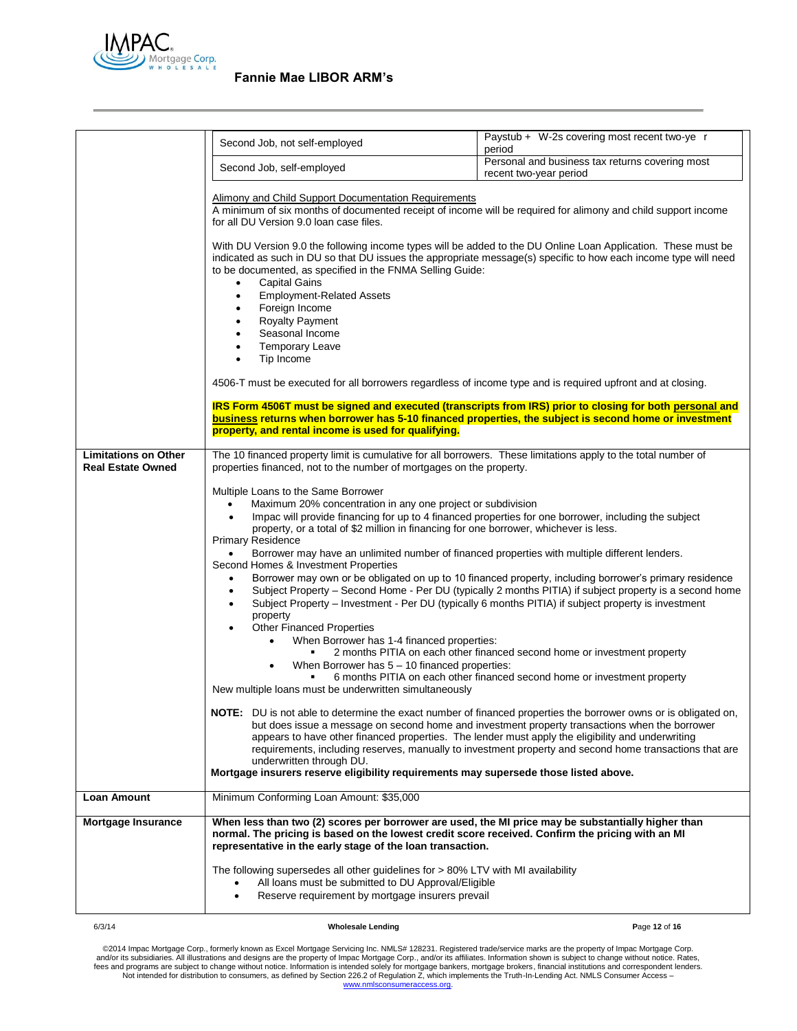| | |
|---|---|
| | Second Job, not self-employed — Paystub + W-2s covering most recent two-ye r period<br>Second Job, self-employed — Personal and business tax returns covering most recent two-year period<br><br><u>Alimony and Child Support Documentation Requirements</u><br>A minimum of six months of documented receipt of income will be required for alimony and child support income for all DU Version 9.0 loan case files.<br><br>With DU Version 9.0 the following income types will be added to the DU Online Loan Application. These must be indicated as such in DU so that DU issues the appropriate message(s) specific to how each income type will need to be documented, as specified in the FNMA Selling Guide:<br>• Capital Gains<br>• Employment-Related Assets<br>• Foreign Income<br>• Royalty Payment<br>• Seasonal Income<br>• Temporary Leave<br>• Tip Income<br><br>4506-T must be executed for all borrowers regardless of income type and is required upfront and at closing.<br><br>**IRS Form 4506T must be signed and executed (transcripts from IRS) prior to closing for both <u>personal</u> and <u>business</u> returns when borrower has 5-10 financed properties, the subject is second home or investment property, and rental income is used for qualifying.** |
| **Limitations on Other Real Estate Owned** | The 10 financed property limit is cumulative for all borrowers. These limitations apply to the total number of properties financed, not to the number of mortgages on the property.<br><br>Multiple Loans to the Same Borrower<br>• Maximum 20% concentration in any one project or subdivision<br>• Impac will provide financing for up to 4 financed properties for one borrower, including the subject property, or a total of $2 million in financing for one borrower, whichever is less.<br>Primary Residence<br>• Borrower may have an unlimited number of financed properties with multiple different lenders.<br>Second Homes & Investment Properties<br>• Borrower may own or be obligated on up to 10 financed property, including borrower's primary residence<br>• Subject Property – Second Home - Per DU (typically 2 months PITIA) if subject property is a second home<br>• Subject Property – Investment - Per DU (typically 6 months PITIA) if subject property is investment property<br>• Other Financed Properties<br>&nbsp;&nbsp;• When Borrower has 1-4 financed properties:<br>&nbsp;&nbsp;&nbsp;&nbsp;▪ 2 months PITIA on each other financed second home or investment property<br>&nbsp;&nbsp;• When Borrower has 5 – 10 financed properties:<br>&nbsp;&nbsp;&nbsp;&nbsp;▪ 6 months PITIA on each other financed second home or investment property<br>New multiple loans must be underwritten simultaneously<br><br>**NOTE:** DU is not able to determine the exact number of financed properties the borrower owns or is obligated on, but does issue a message on second home and investment property transactions when the borrower appears to have other financed properties. The lender must apply the eligibility and underwriting requirements, including reserves, manually to investment property and second home transactions that are underwritten through DU.<br>**Mortgage insurers reserve eligibility requirements may supersede those listed above.** |
| **Loan Amount** | Minimum Conforming Loan Amount: $35,000 |
| **Mortgage Insurance** | **When less than two (2) scores per borrower are used, the MI price may be substantially higher than normal. The pricing is based on the lowest credit score received. Confirm the pricing with an MI representative in the early stage of the loan transaction.**<br><br>The following supersedes all other guidelines for > 80% LTV with MI availability<br>• All loans must be submitted to DU Approval/Eligible<br>• Reserve requirement by mortgage insurers prevail |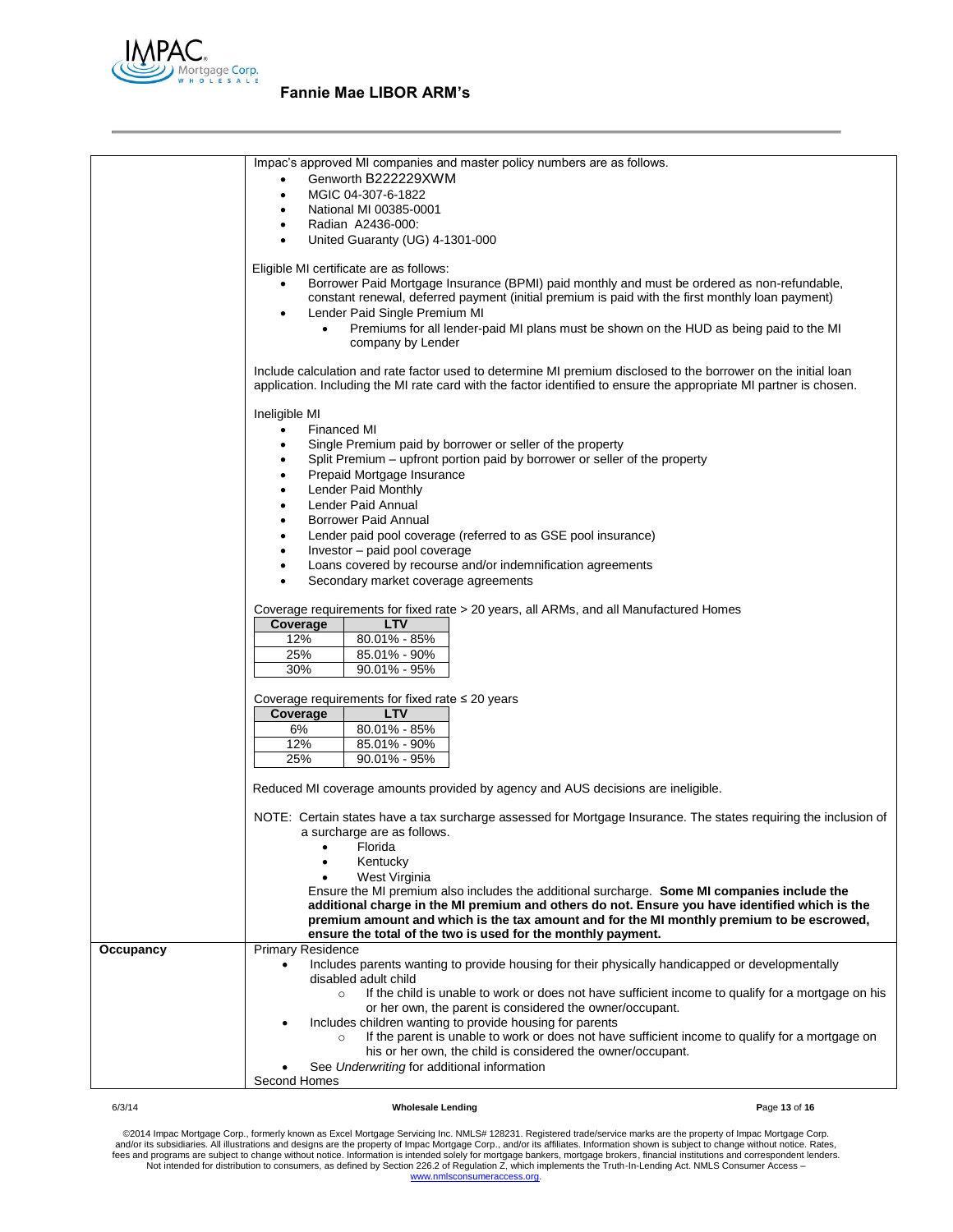Impac's approved MI companies and master policy numbers are as follows.

- Genworth B222229XWM
- MGIC 04-307-6-1822
- National MI 00385-0001
- Radian A2436-000:
- United Guaranty (UG) 4-1301-000

Eligible MI certificate are as follows:

- Borrower Paid Mortgage Insurance (BPMI) paid monthly and must be ordered as non-refundable, constant renewal, deferred payment (initial premium is paid with the first monthly loan payment)
- Lender Paid Single Premium MI
  - Premiums for all lender-paid MI plans must be shown on the HUD as being paid to the MI company by Lender

Include calculation and rate factor used to determine MI premium disclosed to the borrower on the initial loan application. Including the MI rate card with the factor identified to ensure the appropriate MI partner is chosen.

Ineligible MI

- Financed MI
- Single Premium paid by borrower or seller of the property
- Split Premium – upfront portion paid by borrower or seller of the property
- Prepaid Mortgage Insurance
- Lender Paid Monthly
- Lender Paid Annual
- Borrower Paid Annual
- Lender paid pool coverage (referred to as GSE pool insurance)
- Investor – paid pool coverage
- Loans covered by recourse and/or indemnification agreements
- Secondary market coverage agreements

Coverage requirements for fixed rate > 20 years, all ARMs, and all Manufactured Homes

| Coverage | LTV |
|---|---|
| 12% | 80.01% - 85% |
| 25% | 85.01% - 90% |
| 30% | 90.01% - 95% |

Coverage requirements for fixed rate ≤ 20 years

| Coverage | LTV |
|---|---|
| 6% | 80.01% - 85% |
| 12% | 85.01% - 90% |
| 25% | 90.01% - 95% |

Reduced MI coverage amounts provided by agency and AUS decisions are ineligible.

NOTE: Certain states have a tax surcharge assessed for Mortgage Insurance. The states requiring the inclusion of a surcharge are as follows.

- Florida
- Kentucky
- West Virginia

Ensure the MI premium also includes the additional surcharge. **Some MI companies include the additional charge in the MI premium and others do not. Ensure you have identified which is the premium amount and which is the tax amount and for the MI monthly premium to be escrowed, ensure the total of the two is used for the monthly payment.**

**Occupancy**

Primary Residence

- Includes parents wanting to provide housing for their physically handicapped or developmentally disabled adult child
  - If the child is unable to work or does not have sufficient income to qualify for a mortgage on his or her own, the parent is considered the owner/occupant.
- Includes children wanting to provide housing for parents
  - If the parent is unable to work or does not have sufficient income to qualify for a mortgage on his or her own, the child is considered the owner/occupant.
- See *Underwriting* for additional information

Second Homes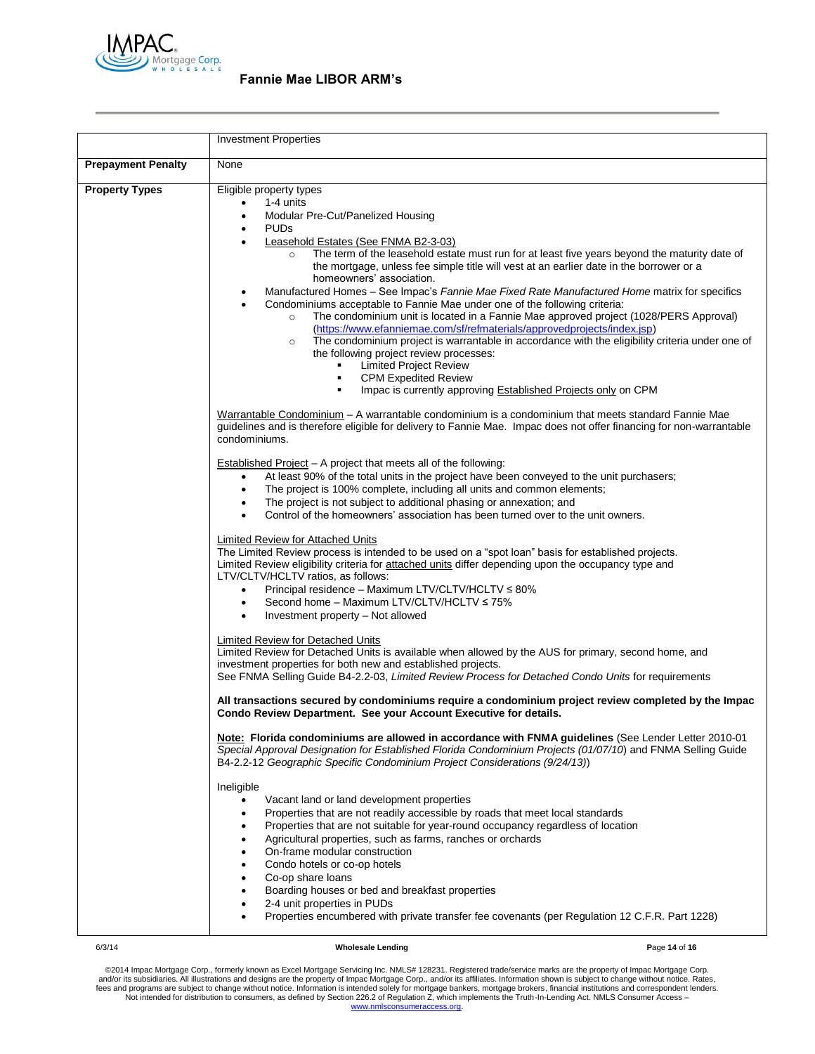| | |
|---|---|
| | Investment Properties |
| **Prepayment Penalty** | None |
| **Property Types** | Eligible property types<br>• 1-4 units<br>• Modular Pre-Cut/Panelized Housing<br>• PUDs<br>• Leasehold Estates (See FNMA B2-3-03)<br>&nbsp;&nbsp;&nbsp;&nbsp;○ The term of the leasehold estate must run for at least five years beyond the maturity date of the mortgage, unless fee simple title will vest at an earlier date in the borrower or a homeowners' association.<br>• Manufactured Homes – See Impac's *Fannie Mae Fixed Rate Manufactured Home* matrix for specifics<br>• Condominiums acceptable to Fannie Mae under one of the following criteria:<br>&nbsp;&nbsp;&nbsp;&nbsp;○ The condominium unit is located in a Fannie Mae approved project (1028/PERS Approval) (https://www.efanniemae.com/sf/refmaterials/approvedprojects/index.jsp)<br>&nbsp;&nbsp;&nbsp;&nbsp;○ The condominium project is warrantable in accordance with the eligibility criteria under one of the following project review processes:<br>&nbsp;&nbsp;&nbsp;&nbsp;&nbsp;&nbsp;&nbsp;&nbsp;▪ Limited Project Review<br>&nbsp;&nbsp;&nbsp;&nbsp;&nbsp;&nbsp;&nbsp;&nbsp;▪ CPM Expedited Review<br>&nbsp;&nbsp;&nbsp;&nbsp;&nbsp;&nbsp;&nbsp;&nbsp;▪ Impac is currently approving Established Projects only on CPM<br><br>Warrantable Condominium – A warrantable condominium is a condominium that meets standard Fannie Mae guidelines and is therefore eligible for delivery to Fannie Mae. Impac does not offer financing for non-warrantable condominiums.<br><br>Established Project – A project that meets all of the following:<br>• At least 90% of the total units in the project have been conveyed to the unit purchasers;<br>• The project is 100% complete, including all units and common elements;<br>• The project is not subject to additional phasing or annexation; and<br>• Control of the homeowners' association has been turned over to the unit owners.<br><br>Limited Review for Attached Units<br>The Limited Review process is intended to be used on a "spot loan" basis for established projects. Limited Review eligibility criteria for attached units differ depending upon the occupancy type and LTV/CLTV/HCLTV ratios, as follows:<br>• Principal residence – Maximum LTV/CLTV/HCLTV ≤ 80%<br>• Second home – Maximum LTV/CLTV/HCLTV ≤ 75%<br>• Investment property – Not allowed<br><br>Limited Review for Detached Units<br>Limited Review for Detached Units is available when allowed by the AUS for primary, second home, and investment properties for both new and established projects.<br>See FNMA Selling Guide B4-2.2-03, *Limited Review Process for Detached Condo Units* for requirements<br><br>**All transactions secured by condominiums require a condominium project review completed by the Impac Condo Review Department. See your Account Executive for details.**<br><br>**Note: Florida condominiums are allowed in accordance with FNMA guidelines** (See Lender Letter 2010-01 *Special Approval Designation for Established Florida Condominium Projects (01/07/10)* and FNMA Selling Guide B4-2.2-12 *Geographic Specific Condominium Project Considerations (9/24/13)*)<br><br>Ineligible<br>• Vacant land or land development properties<br>• Properties that are not readily accessible by roads that meet local standards<br>• Properties that are not suitable for year-round occupancy regardless of location<br>• Agricultural properties, such as farms, ranches or orchards<br>• On-frame modular construction<br>• Condo hotels or co-op hotels<br>• Co-op share loans<br>• Boarding houses or bed and breakfast properties<br>• 2-4 unit properties in PUDs<br>• Properties encumbered with private transfer fee covenants (per Regulation 12 C.F.R. Part 1228) |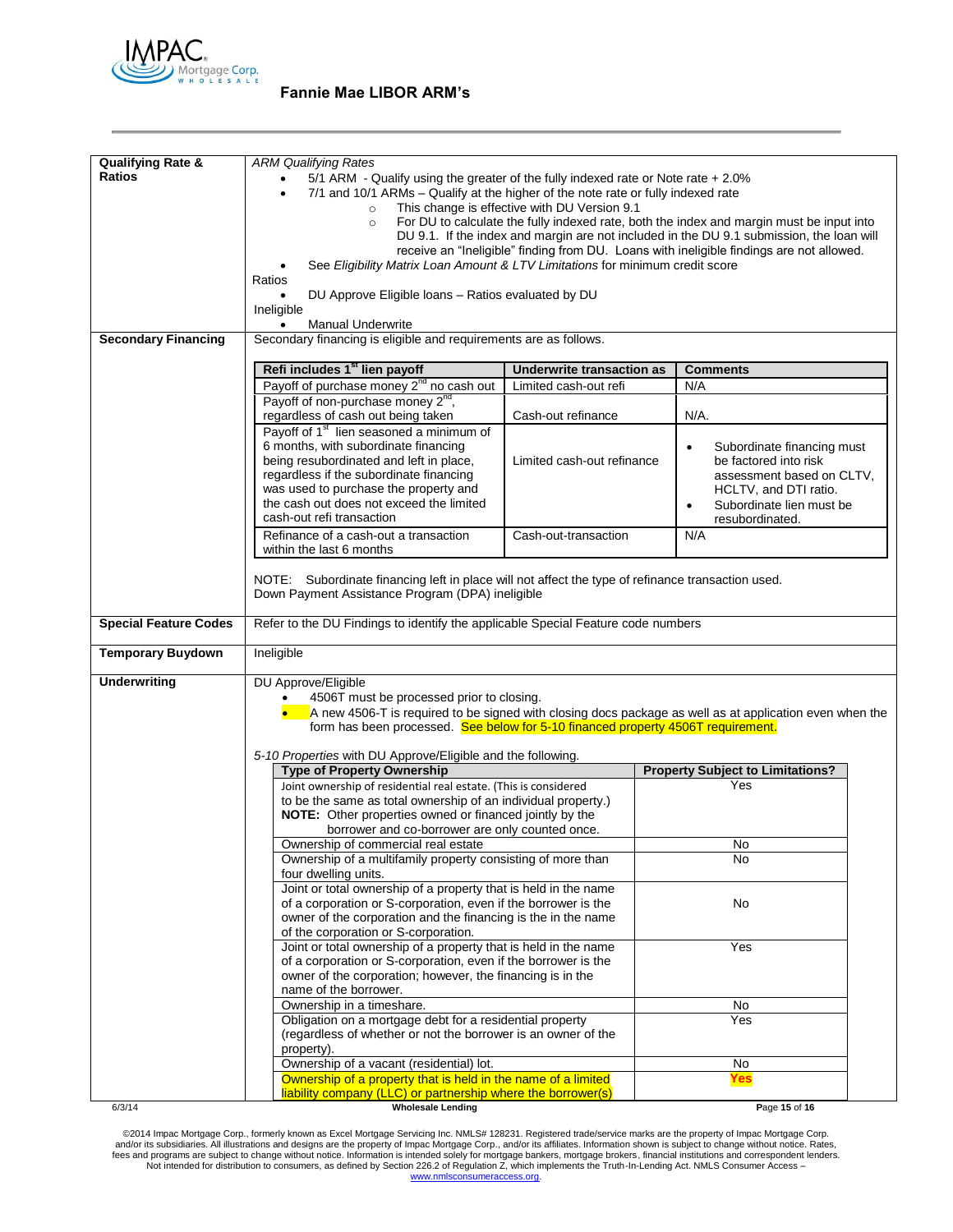## Fannie Mae LIBOR ARM's

| | |
|---|---|
| **Qualifying Rate & Ratios** | *ARM Qualifying Rates*<br>• 5/1 ARM - Qualify using the greater of the fully indexed rate or Note rate + 2.0%<br>• 7/1 and 10/1 ARMs – Qualify at the higher of the note rate or fully indexed rate<br>  ○ This change is effective with DU Version 9.1<br>  ○ For DU to calculate the fully indexed rate, both the index and margin must be input into DU 9.1. If the index and margin are not included in the DU 9.1 submission, the loan will receive an "Ineligible" finding from DU. Loans with ineligible findings are not allowed.<br>• See *Eligibility Matrix Loan Amount & LTV Limitations* for minimum credit score<br>Ratios<br>• DU Approve Eligible loans – Ratios evaluated by DU<br>Ineligible<br>• Manual Underwrite |
| **Secondary Financing** | Secondary financing is eligible and requirements are as follows.<br><br>(see Secondary Financing table below)<br><br>NOTE: Subordinate financing left in place will not affect the type of refinance transaction used.<br>Down Payment Assistance Program (DPA) ineligible |
| **Special Feature Codes** | Refer to the DU Findings to identify the applicable Special Feature code numbers |
| **Temporary Buydown** | Ineligible |
| **Underwriting** | DU Approve/Eligible<br>• 4506T must be processed prior to closing.<br>• A new 4506-T is required to be signed with closing docs package as well as at application even when the form has been processed. See below for 5-10 financed property 4506T requirement.<br><br>*5-10 Properties* with DU Approve/Eligible and the following.<br><br>(see 5-10 Properties table below) |

**Secondary Financing**

| Refi includes 1st lien payoff | Underwrite transaction as | Comments |
|---|---|---|
| Payoff of purchase money 2nd no cash out | Limited cash-out refi | N/A |
| Payoff of non-purchase money 2nd, regardless of cash out being taken | Cash-out refinance | N/A. |
| Payoff of 1st lien seasoned a minimum of 6 months, with subordinate financing being resubordinated and left in place, regardless if the subordinate financing was used to purchase the property and the cash out does not exceed the limited cash-out refi transaction | Limited cash-out refinance | • Subordinate financing must be factored into risk assessment based on CLTV, HCLTV, and DTI ratio.<br>• Subordinate lien must be resubordinated. |
| Refinance of a cash-out a transaction within the last 6 months | Cash-out-transaction | N/A |

**5-10 Properties**

| Type of Property Ownership | Property Subject to Limitations? |
|---|---|
| Joint ownership of residential real estate. (This is considered to be the same as total ownership of an individual property.) **NOTE:** Other properties owned or financed jointly by the borrower and co-borrower are only counted once. | Yes |
| Ownership of commercial real estate | No |
| Ownership of a multifamily property consisting of more than four dwelling units. | No |
| Joint or total ownership of a property that is held in the name of a corporation or S-corporation, even if the borrower is the owner of the corporation and the financing is the in the name of the corporation or S-corporation. | No |
| Joint or total ownership of a property that is held in the name of a corporation or S-corporation, even if the borrower is the owner of the corporation; however, the financing is in the name of the borrower. | Yes |
| Ownership in a timeshare. | No |
| Obligation on a mortgage debt for a residential property (regardless of whether or not the borrower is an owner of the property). | Yes |
| Ownership of a vacant (residential) lot. | No |
| Ownership of a property that is held in the name of a limited liability company (LLC) or partnership where the borrower(s) | **Yes** |

©2014 Impac Mortgage Corp., formerly known as Excel Mortgage Servicing Inc. NMLS# 128231. Registered trade/service marks are the property of Impac Mortgage Corp. and/or its subsidiaries. All illustrations and designs are the property of Impac Mortgage Corp., and/or its affiliates. Information shown is subject to change without notice. Rates, fees and programs are subject to change without notice. Information is intended solely for mortgage bankers, mortgage brokers, financial institutions and correspondent lenders. Not intended for distribution to consumers, as defined by Section 226.2 of Regulation Z, which implements the Truth-In-Lending Act. NMLS Consumer Access – www.nmlsconsumeraccess.org.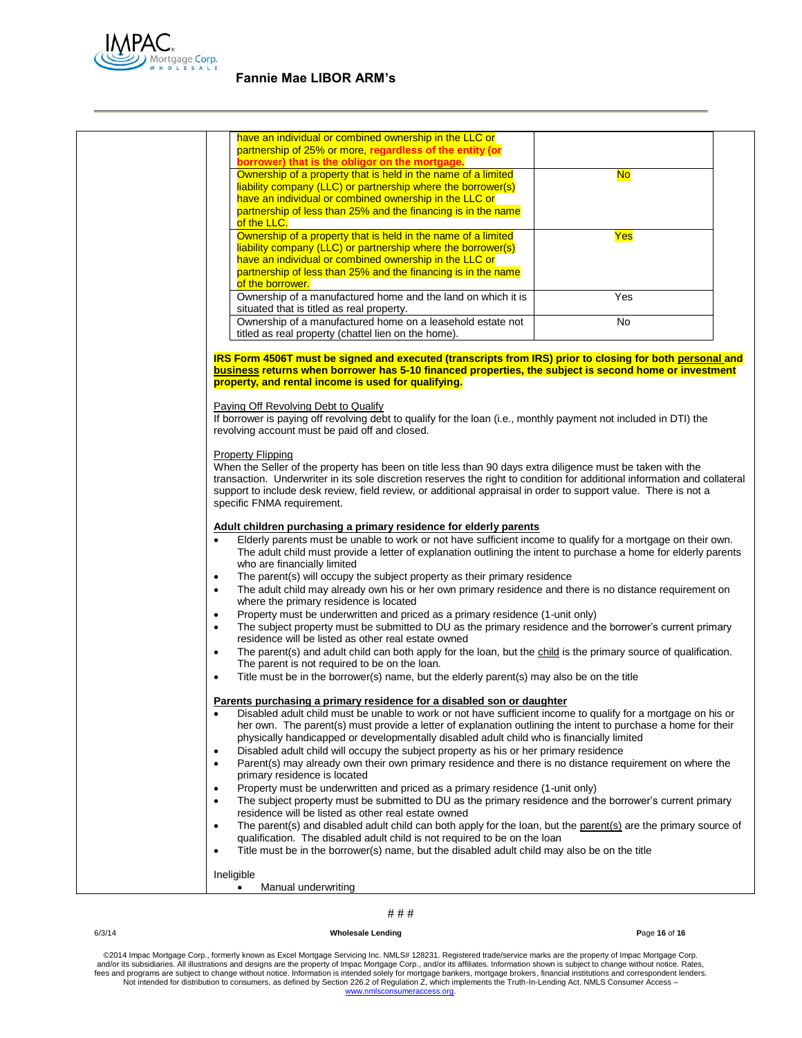| | |
|---|---|
| have an individual or combined ownership in the LLC or partnership of 25% or more, **regardless of the entity (or borrower) that is the obligor on the mortgage.** | |
| Ownership of a property that is held in the name of a limited liability company (LLC) or partnership where the borrower(s) have an individual or combined ownership in the LLC or partnership of less than 25% and the financing is in the name of the LLC. | No |
| Ownership of a property that is held in the name of a limited liability company (LLC) or partnership where the borrower(s) have an individual or combined ownership in the LLC or partnership of less than 25% and the financing is in the name of the borrower. | Yes |
| Ownership of a manufactured home and the land on which it is situated that is titled as real property. | Yes |
| Ownership of a manufactured home on a leasehold estate not titled as real property (chattel lien on the home). | No |

**IRS Form 4506T must be signed and executed (transcripts from IRS) prior to closing for both personal and business returns when borrower has 5-10 financed properties, the subject is second home or investment property, and rental income is used for qualifying.**

Paying Off Revolving Debt to Qualify

If borrower is paying off revolving debt to qualify for the loan (i.e., monthly payment not included in DTI) the revolving account must be paid off and closed.

Property Flipping

When the Seller of the property has been on title less than 90 days extra diligence must be taken with the transaction. Underwriter in its sole discretion reserves the right to condition for additional information and collateral support to include desk review, field review, or additional appraisal in order to support value. There is not a specific FNMA requirement.

**Adult children purchasing a primary residence for elderly parents**

- Elderly parents must be unable to work or not have sufficient income to qualify for a mortgage on their own. The adult child must provide a letter of explanation outlining the intent to purchase a home for elderly parents who are financially limited
- The parent(s) will occupy the subject property as their primary residence
- The adult child may already own his or her own primary residence and there is no distance requirement on where the primary residence is located
- Property must be underwritten and priced as a primary residence (1-unit only)
- The subject property must be submitted to DU as the primary residence and the borrower's current primary residence will be listed as other real estate owned
- The parent(s) and adult child can both apply for the loan, but the child is the primary source of qualification. The parent is not required to be on the loan.
- Title must be in the borrower(s) name, but the elderly parent(s) may also be on the title

**Parents purchasing a primary residence for a disabled son or daughter**

- Disabled adult child must be unable to work or not have sufficient income to qualify for a mortgage on his or her own. The parent(s) must provide a letter of explanation outlining the intent to purchase a home for their physically handicapped or developmentally disabled adult child who is financially limited
- Disabled adult child will occupy the subject property as his or her primary residence
- Parent(s) may already own their own primary residence and there is no distance requirement on where the primary residence is located
- Property must be underwritten and priced as a primary residence (1-unit only)
- The subject property must be submitted to DU as the primary residence and the borrower's current primary residence will be listed as other real estate owned
- The parent(s) and disabled adult child can both apply for the loan, but the parent(s) are the primary source of qualification. The disabled adult child is not required to be on the loan
- Title must be in the borrower(s) name, but the disabled adult child may also be on the title

Ineligible

- Manual underwriting

# # #